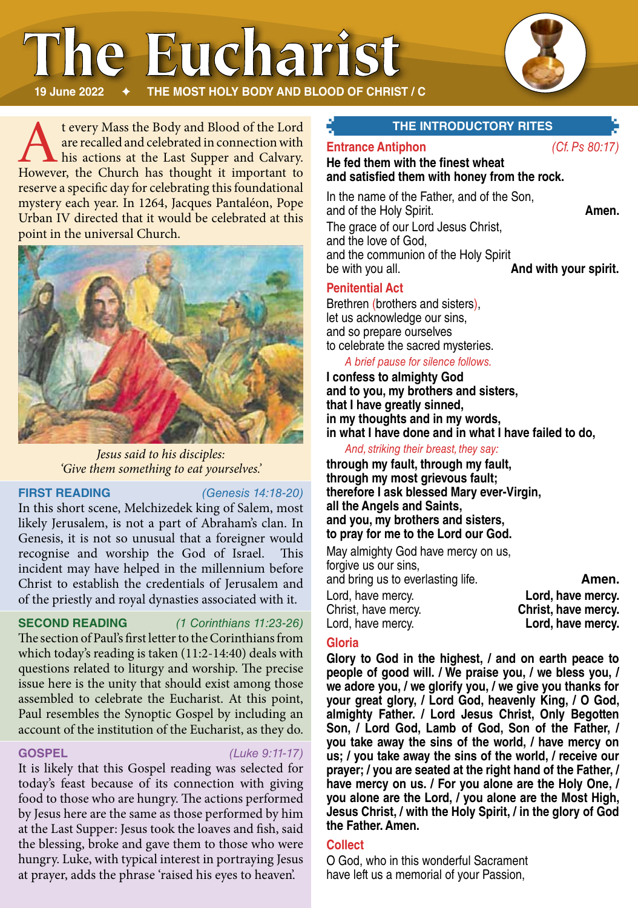# The Eucharist

**19 June 2022** ✦ **THE MOST HOLY BODY AND BLOOD OF CHRIST / C**

At every Mass the Body and Blood of the Lord are recalled and celebrated in connection with his actions at the Last Supper and Calvary. However, the Church has thought it important to reserve a specific day for celebrating this foundational mystery each year. In 1264, Jacques Pantaléon, Pope Urban IV directed that it would be celebrated at this point in the universal Church.

*Jesus said to his disciples: 'Give them something to eat yourselves.'*

**FIRST READING** *(Genesis 14:18-20)*

In this short scene, Melchizedek king of Salem, most likely Jerusalem, is not a part of Abraham's clan. In Genesis, it is not so unusual that a foreigner would recognise and worship the God of Israel. This incident may have helped in the millennium before Christ to establish the credentials of Jerusalem and of the priestly and royal dynasties associated with it.

**SECOND READING** *(1 Corinthians 11:23-26)*

The section of Paul's first letter to the Corinthians from which today's reading is taken (11:2-14:40) deals with questions related to liturgy and worship. The precise issue here is the unity that should exist among those assembled to celebrate the Eucharist. At this point, Paul resembles the Synoptic Gospel by including an account of the institution of the Eucharist, as they do.

**GOSPEL** *(Luke 9:11-17)*

It is likely that this Gospel reading was selected for today's feast because of its connection with giving food to those who are hungry. The actions performed by Jesus here are the same as those performed by him at the Last Supper: Jesus took the loaves and fish, said the blessing, broke and gave them to those who were hungry. Luke, with typical interest in portraying Jesus at prayer, adds the phrase 'raised his eyes to heaven'.

## THE INTRODUCTORY RITES

### Entrance Antiphon *(Cf. Ps 80:17)*

**He fed them with the finest wheat**
**and satisfied them with honey from the rock.**

In the name of the Father, and of the Son,
and of the Holy Spirit. **Amen.**

The grace of our Lord Jesus Christ,
and the love of God,
and the communion of the Holy Spirit
be with you all. **And with your spirit.**

### Penitential Act

Brethren (brothers and sisters),
let us acknowledge our sins,
and so prepare ourselves
to celebrate the sacred mysteries.

*A brief pause for silence follows.*

**I confess to almighty God**
**and to you, my brothers and sisters,**
**that I have greatly sinned,**
**in my thoughts and in my words,**
**in what I have done and in what I have failed to do,**

*And, striking their breast, they say:*

**through my fault, through my fault,**
**through my most grievous fault;**
**therefore I ask blessed Mary ever-Virgin,**
**all the Angels and Saints,**
**and you, my brothers and sisters,**
**to pray for me to the Lord our God.**

May almighty God have mercy on us,
forgive us our sins,
and bring us to everlasting life. **Amen.**

Lord, have mercy. **Lord, have mercy.**
Christ, have mercy. **Christ, have mercy.**
Lord, have mercy. **Lord, have mercy.**

### Gloria

**Glory to God in the highest, / and on earth peace to people of good will. / We praise you, / we bless you, / we adore you, / we glorify you, / we give you thanks for your great glory, / Lord God, heavenly King, / O God, almighty Father. / Lord Jesus Christ, Only Begotten Son, / Lord God, Lamb of God, Son of the Father, / you take away the sins of the world, / have mercy on us; / you take away the sins of the world, / receive our prayer; / you are seated at the right hand of the Father, / have mercy on us. / For you alone are the Holy One, / you alone are the Lord, / you alone are the Most High, Jesus Christ, / with the Holy Spirit, / in the glory of God the Father. Amen.**

### Collect

O God, who in this wonderful Sacrament
have left us a memorial of your Passion,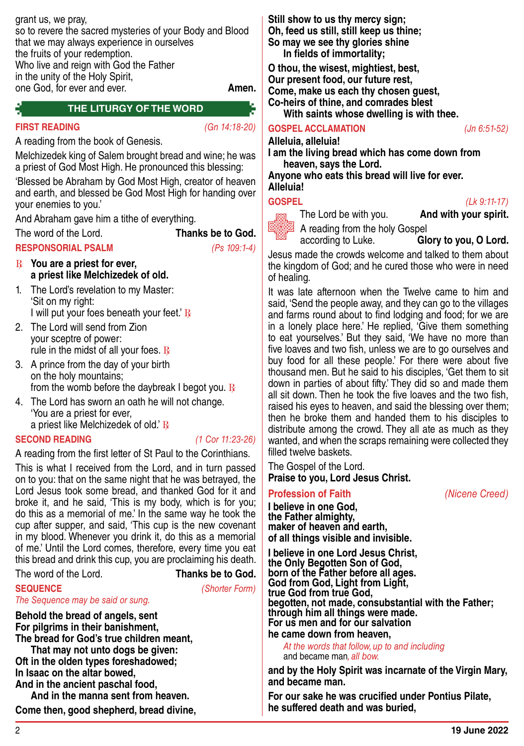grant us, we pray,
so to revere the sacred mysteries of your Body and Blood
that we may always experience in ourselves
the fruits of your redemption.
Who live and reign with God the Father
in the unity of the Holy Spirit,
one God, for ever and ever. **Amen.**

## THE LITURGY OF THE WORD

**FIRST READING** *(Gn 14:18-20)*

A reading from the book of Genesis.

Melchizedek king of Salem brought bread and wine; he was a priest of God Most High. He pronounced this blessing:

'Blessed be Abraham by God Most High, creator of heaven and earth, and blessed be God Most High for handing over your enemies to you.'

And Abraham gave him a tithe of everything.

The word of the Lord. **Thanks be to God.**

**RESPONSORIAL PSALM** *(Ps 109:1-4)*

℟ **You are a priest for ever,**
**a priest like Melchizedek of old.**

1. The Lord's revelation to my Master:
'Sit on my right:
I will put your foes beneath your feet.' ℟
2. The Lord will send from Zion
your sceptre of power:
rule in the midst of all your foes. ℟
3. A prince from the day of your birth
on the holy mountains;
from the womb before the daybreak I begot you. ℟
4. The Lord has sworn an oath he will not change.
'You are a priest for ever,
a priest like Melchizedek of old.' ℟

**SECOND READING** *(1 Cor 11:23-26)*

A reading from the first letter of St Paul to the Corinthians.

This is what I received from the Lord, and in turn passed on to you: that on the same night that he was betrayed, the Lord Jesus took some bread, and thanked God for it and broke it, and he said, 'This is my body, which is for you; do this as a memorial of me.' In the same way he took the cup after supper, and said, 'This cup is the new covenant in my blood. Whenever you drink it, do this as a memorial of me.' Until the Lord comes, therefore, every time you eat this bread and drink this cup, you are proclaiming his death.

The word of the Lord. **Thanks be to God.**

**SEQUENCE** *(Shorter Form)*

*The Sequence may be said or sung.*

**Behold the bread of angels, sent**
**For pilgrims in their banishment,**
**The bread for God's true children meant,**
**That may not unto dogs be given:**
**Oft in the olden types foreshadowed;**
**In Isaac on the altar bowed,**
**And in the ancient paschal food,**
**And in the manna sent from heaven.**

**Come then, good shepherd, bread divine,**
**Still show to us thy mercy sign;**
**Oh, feed us still, still keep us thine;**
**So may we see thy glories shine**
**In fields of immortality;**

**O thou, the wisest, mightiest, best,**
**Our present food, our future rest,**
**Come, make us each thy chosen guest,**
**Co-heirs of thine, and comrades blest**
**With saints whose dwelling is with thee.**

**GOSPEL ACCLAMATION** *(Jn 6:51-52)*

**Alleluia, alleluia!**
**I am the living bread which has come down from heaven, says the Lord.**
**Anyone who eats this bread will live for ever.**
**Alleluia!**

**GOSPEL** *(Lk 9:11-17)*

The Lord be with you. **And with your spirit.**
A reading from the holy Gospel according to Luke. **Glory to you, O Lord.**

Jesus made the crowds welcome and talked to them about the kingdom of God; and he cured those who were in need of healing.

It was late afternoon when the Twelve came to him and said, 'Send the people away, and they can go to the villages and farms round about to find lodging and food; for we are in a lonely place here.' He replied, 'Give them something to eat yourselves.' But they said, 'We have no more than five loaves and two fish, unless we are to go ourselves and buy food for all these people.' For there were about five thousand men. But he said to his disciples, 'Get them to sit down in parties of about fifty.' They did so and made them all sit down. Then he took the five loaves and the two fish, raised his eyes to heaven, and said the blessing over them; then he broke them and handed them to his disciples to distribute among the crowd. They all ate as much as they wanted, and when the scraps remaining were collected they filled twelve baskets.

The Gospel of the Lord.
**Praise to you, Lord Jesus Christ.**

**Profession of Faith** *(Nicene Creed)*

**I believe in one God,**
**the Father almighty,**
**maker of heaven and earth,**
**of all things visible and invisible.**

**I believe in one Lord Jesus Christ,**
**the Only Begotten Son of God,**
**born of the Father before all ages.**
**God from God, Light from Light,**
**true God from true God,**
**begotten, not made, consubstantial with the Father;**
**through him all things were made.**
**For us men and for our salvation**
**he came down from heaven,**

*At the words that follow, up to and including* and became man, *all bow.*

**and by the Holy Spirit was incarnate of the Virgin Mary,**
**and became man.**

**For our sake he was crucified under Pontius Pilate,**
**he suffered death and was buried,**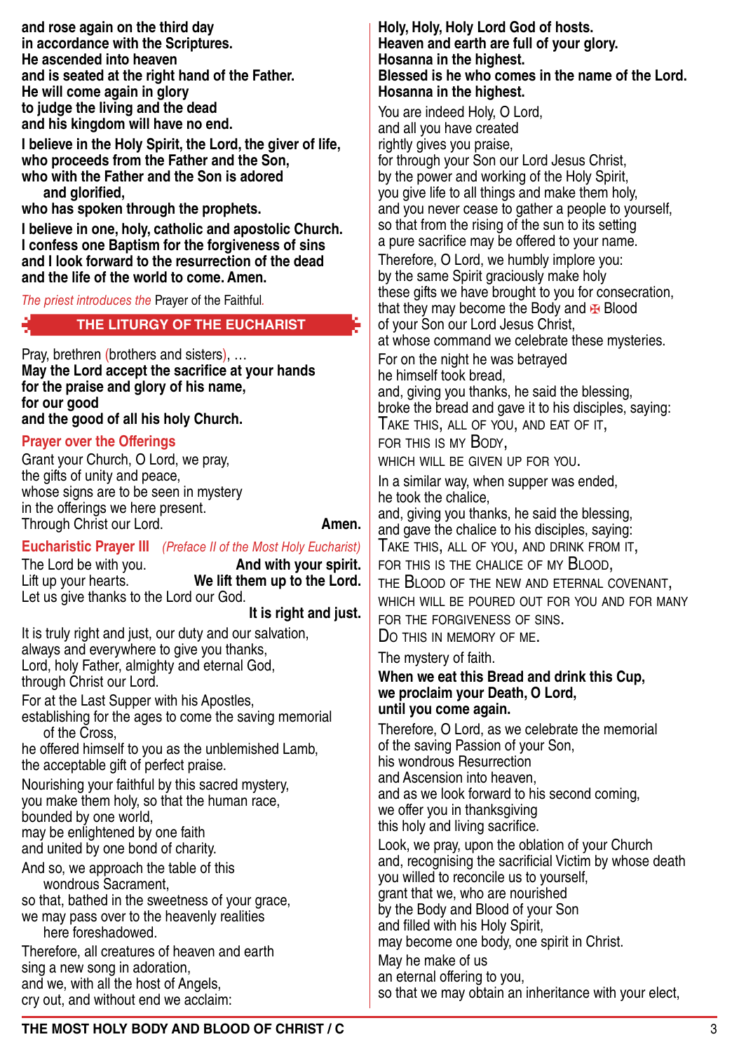**and rose again on the third day**
**in accordance with the Scriptures.**
**He ascended into heaven**
**and is seated at the right hand of the Father.**
**He will come again in glory**
**to judge the living and the dead**
**and his kingdom will have no end.**

**I believe in the Holy Spirit, the Lord, the giver of life,**
**who proceeds from the Father and the Son,**
**who with the Father and the Son is adored**
**and glorified,**
**who has spoken through the prophets.**

**I believe in one, holy, catholic and apostolic Church.**
**I confess one Baptism for the forgiveness of sins**
**and I look forward to the resurrection of the dead**
**and the life of the world to come. Amen.**

*The priest introduces the* Prayer of the Faithful.

## THE LITURGY OF THE EUCHARIST

Pray, brethren (brothers and sisters), …
**May the Lord accept the sacrifice at your hands**
**for the praise and glory of his name,**
**for our good**
**and the good of all his holy Church.**

### Prayer over the Offerings

Grant your Church, O Lord, we pray,
the gifts of unity and peace,
whose signs are to be seen in mystery
in the offerings we here present.
Through Christ our Lord. **Amen.**

### Eucharistic Prayer III *(Preface II of the Most Holy Eucharist)*

The Lord be with you. **And with your spirit.**
Lift up your hearts. **We lift them up to the Lord.**
Let us give thanks to the Lord our God.
**It is right and just.**

It is truly right and just, our duty and our salvation,
always and everywhere to give you thanks,
Lord, holy Father, almighty and eternal God,
through Christ our Lord.

For at the Last Supper with his Apostles,
establishing for the ages to come the saving memorial
of the Cross,
he offered himself to you as the unblemished Lamb,
the acceptable gift of perfect praise.

Nourishing your faithful by this sacred mystery,
you make them holy, so that the human race,
bounded by one world,
may be enlightened by one faith
and united by one bond of charity.

And so, we approach the table of this
wondrous Sacrament,
so that, bathed in the sweetness of your grace,
we may pass over to the heavenly realities
here foreshadowed.

Therefore, all creatures of heaven and earth
sing a new song in adoration,
and we, with all the host of Angels,
cry out, and without end we acclaim:

**Holy, Holy, Holy Lord God of hosts.**
**Heaven and earth are full of your glory.**
**Hosanna in the highest.**
**Blessed is he who comes in the name of the Lord.**
**Hosanna in the highest.**

You are indeed Holy, O Lord,
and all you have created
rightly gives you praise,
for through your Son our Lord Jesus Christ,
by the power and working of the Holy Spirit,
you give life to all things and make them holy,
and you never cease to gather a people to yourself,
so that from the rising of the sun to its setting
a pure sacrifice may be offered to your name.

Therefore, O Lord, we humbly implore you:
by the same Spirit graciously make holy
these gifts we have brought to you for consecration,
that they may become the Body and ✠ Blood
of your Son our Lord Jesus Christ,
at whose command we celebrate these mysteries.

For on the night he was betrayed
he himself took bread,
and, giving you thanks, he said the blessing,
broke the bread and gave it to his disciples, saying:
TAKE THIS, ALL OF YOU, AND EAT OF IT,
FOR THIS IS MY BODY,
WHICH WILL BE GIVEN UP FOR YOU.

In a similar way, when supper was ended,
he took the chalice,
and, giving you thanks, he said the blessing,
and gave the chalice to his disciples, saying:
TAKE THIS, ALL OF YOU, AND DRINK FROM IT,
FOR THIS IS THE CHALICE OF MY BLOOD,
THE BLOOD OF THE NEW AND ETERNAL COVENANT,
WHICH WILL BE POURED OUT FOR YOU AND FOR MANY
FOR THE FORGIVENESS OF SINS.
DO THIS IN MEMORY OF ME.

The mystery of faith.
**When we eat this Bread and drink this Cup,**
**we proclaim your Death, O Lord,**
**until you come again.**

Therefore, O Lord, as we celebrate the memorial
of the saving Passion of your Son,
his wondrous Resurrection
and Ascension into heaven,
and as we look forward to his second coming,
we offer you in thanksgiving
this holy and living sacrifice.

Look, we pray, upon the oblation of your Church
and, recognising the sacrificial Victim by whose death
you willed to reconcile us to yourself,
grant that we, who are nourished
by the Body and Blood of your Son
and filled with his Holy Spirit,
may become one body, one spirit in Christ.

May he make of us
an eternal offering to you,
so that we may obtain an inheritance with your elect,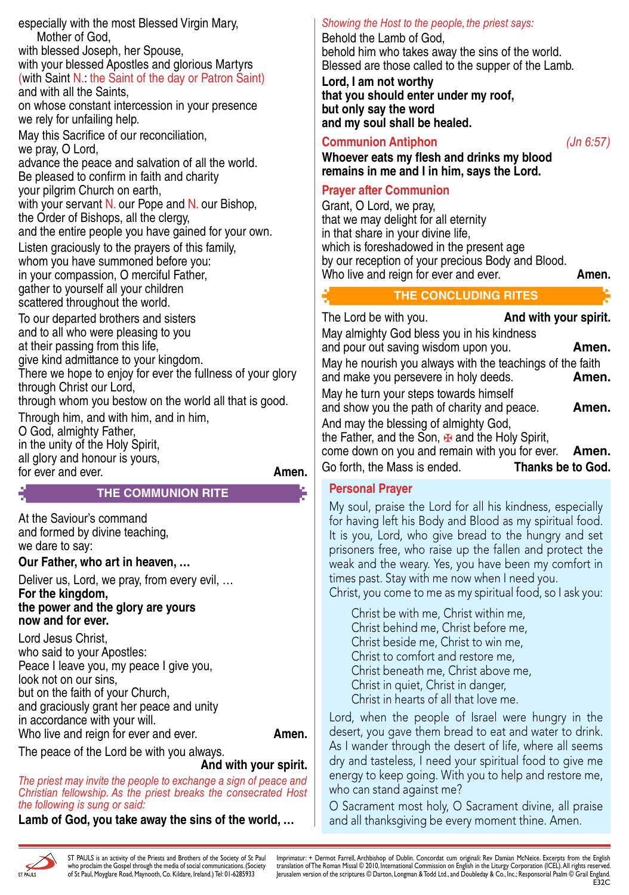especially with the most Blessed Virgin Mary,
Mother of God,
with blessed Joseph, her Spouse,
with your blessed Apostles and glorious Martyrs
(with Saint N.: *the Saint of the day or Patron Saint*)
and with all the Saints,
on whose constant intercession in your presence
we rely for unfailing help.

May this Sacrifice of our reconciliation,
we pray, O Lord,
advance the peace and salvation of all the world.
Be pleased to confirm in faith and charity
your pilgrim Church on earth,
with your servant N. our Pope and N. our Bishop,
the Order of Bishops, all the clergy,
and the entire people you have gained for your own.

Listen graciously to the prayers of this family,
whom you have summoned before you:
in your compassion, O merciful Father,
gather to yourself all your children
scattered throughout the world.

To our departed brothers and sisters
and to all who were pleasing to you
at their passing from this life,
give kind admittance to your kingdom.
There we hope to enjoy for ever the fullness of your glory
through Christ our Lord,
through whom you bestow on the world all that is good.

Through him, and with him, and in him,
O God, almighty Father,
in the unity of the Holy Spirit,
all glory and honour is yours,
for ever and ever. **Amen.**

## THE COMMUNION RITE

At the Saviour's command
and formed by divine teaching,
we dare to say:

**Our Father, who art in heaven, …**

Deliver us, Lord, we pray, from every evil, …

**For the kingdom,**
**the power and the glory are yours**
**now and for ever.**

Lord Jesus Christ,
who said to your Apostles:
Peace I leave you, my peace I give you,
look not on our sins,
but on the faith of your Church,
and graciously grant her peace and unity
in accordance with your will.
Who live and reign for ever and ever. **Amen.**

The peace of the Lord be with you always.
**And with your spirit.**

*The priest may invite the people to exchange a sign of peace and Christian fellowship. As the priest breaks the consecrated Host the following is sung or said:*

**Lamb of God, you take away the sins of the world, …**

*Showing the Host to the people, the priest says:*

Behold the Lamb of God,
behold him who takes away the sins of the world.
Blessed are those called to the supper of the Lamb.

**Lord, I am not worthy**
**that you should enter under my roof,**
**but only say the word**
**and my soul shall be healed.**

### Communion Antiphon *(Jn 6:57)*

**Whoever eats my flesh and drinks my blood**
**remains in me and I in him, says the Lord.**

### Prayer after Communion

Grant, O Lord, we pray,
that we may delight for all eternity
in that share in your divine life,
which is foreshadowed in the present age
by our reception of your precious Body and Blood.
Who live and reign for ever and ever. **Amen.**

## THE CONCLUDING RITES

The Lord be with you. **And with your spirit.**

May almighty God bless you in his kindness
and pour out saving wisdom upon you. **Amen.**

May he nourish you always with the teachings of the faith
and make you persevere in holy deeds. **Amen.**

May he turn your steps towards himself
and show you the path of charity and peace. **Amen.**

And may the blessing of almighty God,
the Father, and the Son, ✠ and the Holy Spirit,
come down on you and remain with you for ever. **Amen.**

Go forth, the Mass is ended. **Thanks be to God.**

### Personal Prayer

My soul, praise the Lord for all his kindness, especially for having left his Body and Blood as my spiritual food. It is you, Lord, who give bread to the hungry and set prisoners free, who raise up the fallen and protect the weak and the weary. Yes, you have been my comfort in times past. Stay with me now when I need you.
Christ, you come to me as my spiritual food, so I ask you:

Christ be with me, Christ within me,
Christ behind me, Christ before me,
Christ beside me, Christ to win me,
Christ to comfort and restore me,
Christ beneath me, Christ above me,
Christ in quiet, Christ in danger,
Christ in hearts of all that love me.

Lord, when the people of Israel were hungry in the desert, you gave them bread to eat and water to drink. As I wander through the desert of life, where all seems dry and tasteless, I need your spiritual food to give me energy to keep going. With you to help and restore me, who can stand against me?

O Sacrament most holy, O Sacrament divine, all praise and all thanksgiving be every moment thine. Amen.

ST PAULS is an activity of the Priests and Brothers of the Society of St Paul who proclaim the Gospel through the media of social communications. (Society of St Paul, Moyglare Road, Maynooth, Co. Kildare, Ireland.) Tel: 01-6285933

Imprimatur: + Dermot Farrell, Archbishop of Dublin. Concordat cum originali: Rev Damian McNeice. Excerpts from the English translation of The Roman Missal © 2010, International Commission on English in the Liturgy Corporation (ICEL). All rights reserved. Jerusalem version of the scriptures © Darton, Longman & Todd Ltd., and Doubleday & Co., Inc.; Responsorial Psalm © Grail England.
E32C